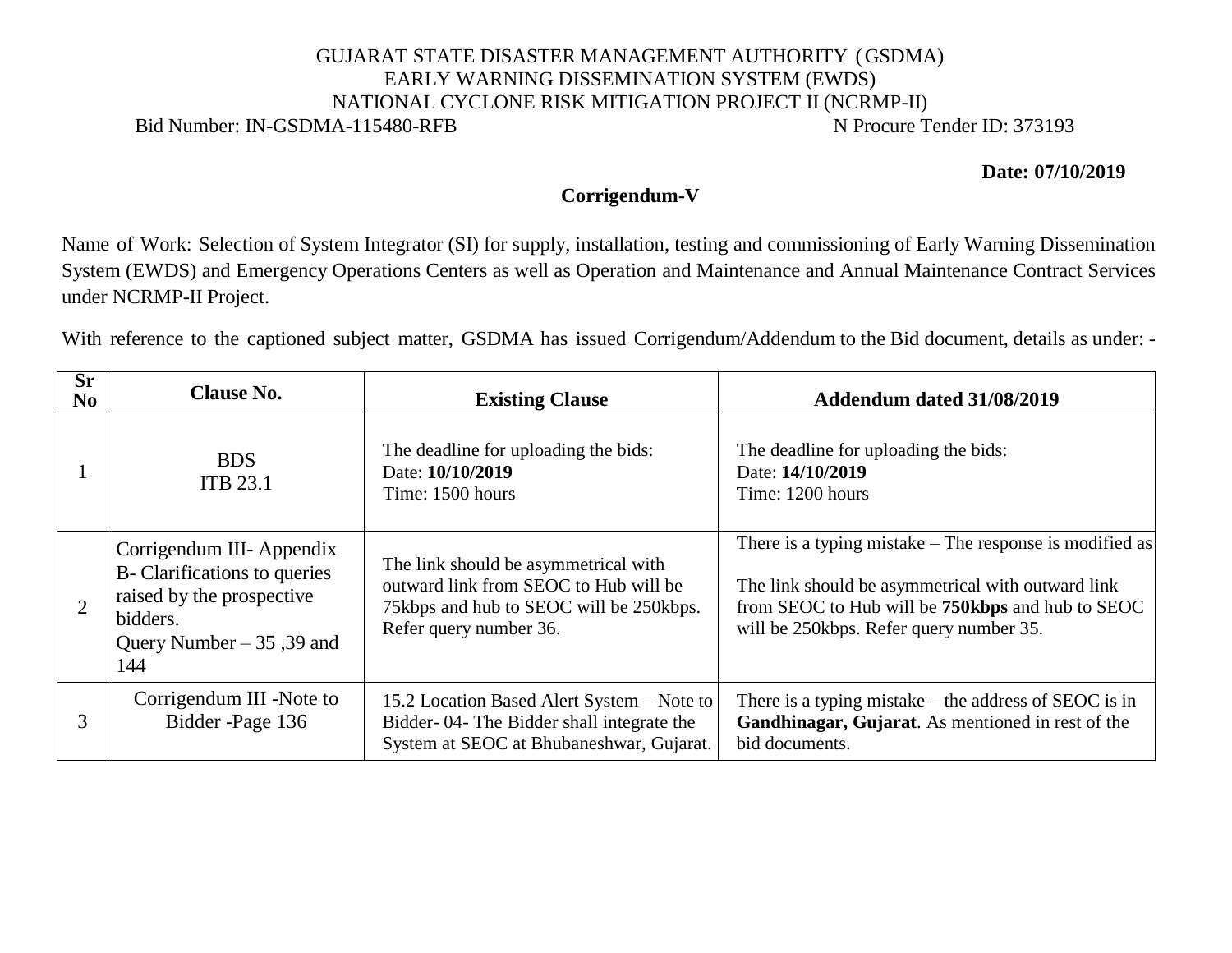GUJARAT STATE DISASTER MANAGEMENT AUTHORITY (GSDMA)
EARLY WARNING DISSEMINATION SYSTEM (EWDS)
NATIONAL CYCLONE RISK MITIGATION PROJECT II (NCRMP-II)

Bid Number: IN-GSDMA-115480-RFB N Procure Tender ID: 373193

**Date: 07/10/2019**

## Corrigendum-V

Name of Work: Selection of System Integrator (SI) for supply, installation, testing and commissioning of Early Warning Dissemination System (EWDS) and Emergency Operations Centers as well as Operation and Maintenance and Annual Maintenance Contract Services under NCRMP-II Project.

With reference to the captioned subject matter, GSDMA has issued Corrigendum/Addendum to the Bid document, details as under: -

| Sr No | Clause No. | Existing Clause | Addendum dated 31/08/2019 |
|---|---|---|---|
| 1 | BDS ITB 23.1 | The deadline for uploading the bids: Date: **10/10/2019** Time: 1500 hours | The deadline for uploading the bids: Date: **14/10/2019** Time: 1200 hours |
| 2 | Corrigendum III- Appendix B- Clarifications to queries raised by the prospective bidders. Query Number – 35 ,39 and 144 | The link should be asymmetrical with outward link from SEOC to Hub will be 75kbps and hub to SEOC will be 250kbps. Refer query number 36. | There is a typing mistake – The response is modified as The link should be asymmetrical with outward link from SEOC to Hub will be **750kbps** and hub to SEOC will be 250kbps. Refer query number 35. |
| 3 | Corrigendum III -Note to Bidder -Page 136 | 15.2 Location Based Alert System – Note to Bidder- 04- The Bidder shall integrate the System at SEOC at Bhubaneshwar, Gujarat. | There is a typing mistake – the address of SEOC is in **Gandhinagar, Gujarat**. As mentioned in rest of the bid documents. |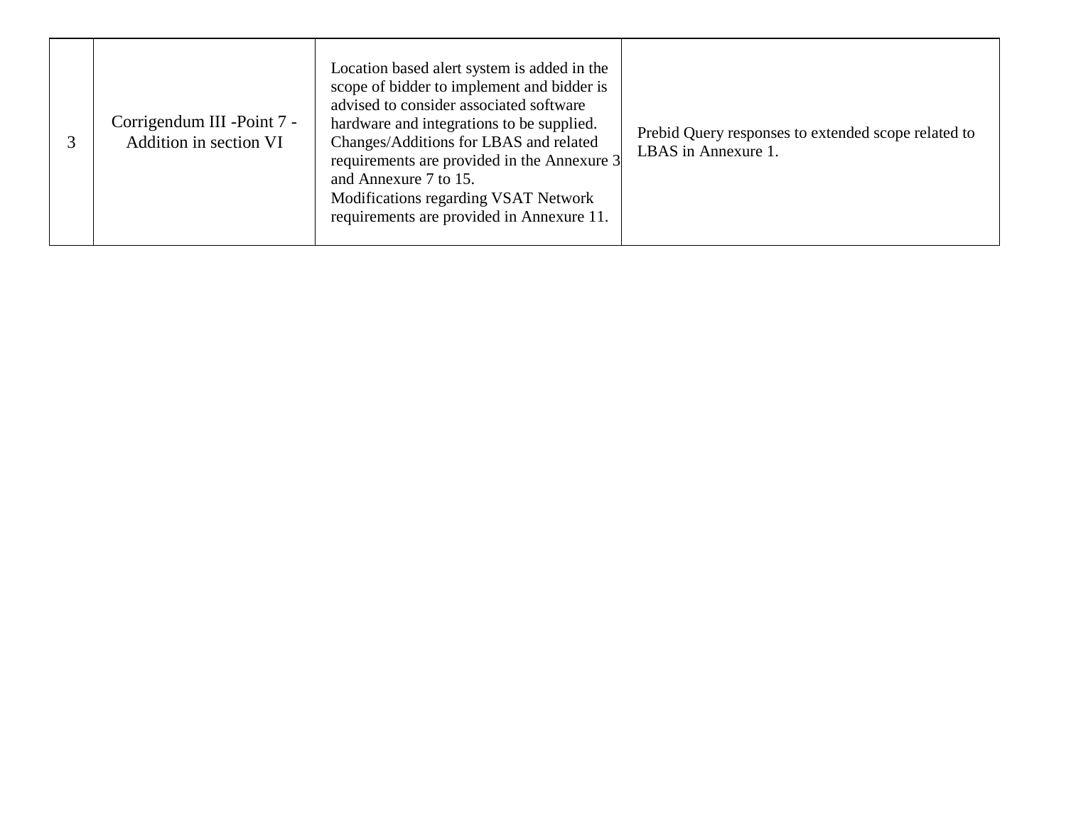| 3 | Corrigendum III -Point 7 - Addition in section VI | Location based alert system is added in the scope of bidder to implement and bidder is advised to consider associated software hardware and integrations to be supplied. Changes/Additions for LBAS and related requirements are provided in the Annexure 3 and Annexure 7 to 15.<br>Modifications regarding VSAT Network requirements are provided in Annexure 11. | Prebid Query responses to extended scope related to LBAS in Annexure 1. |
|---|---|---|---|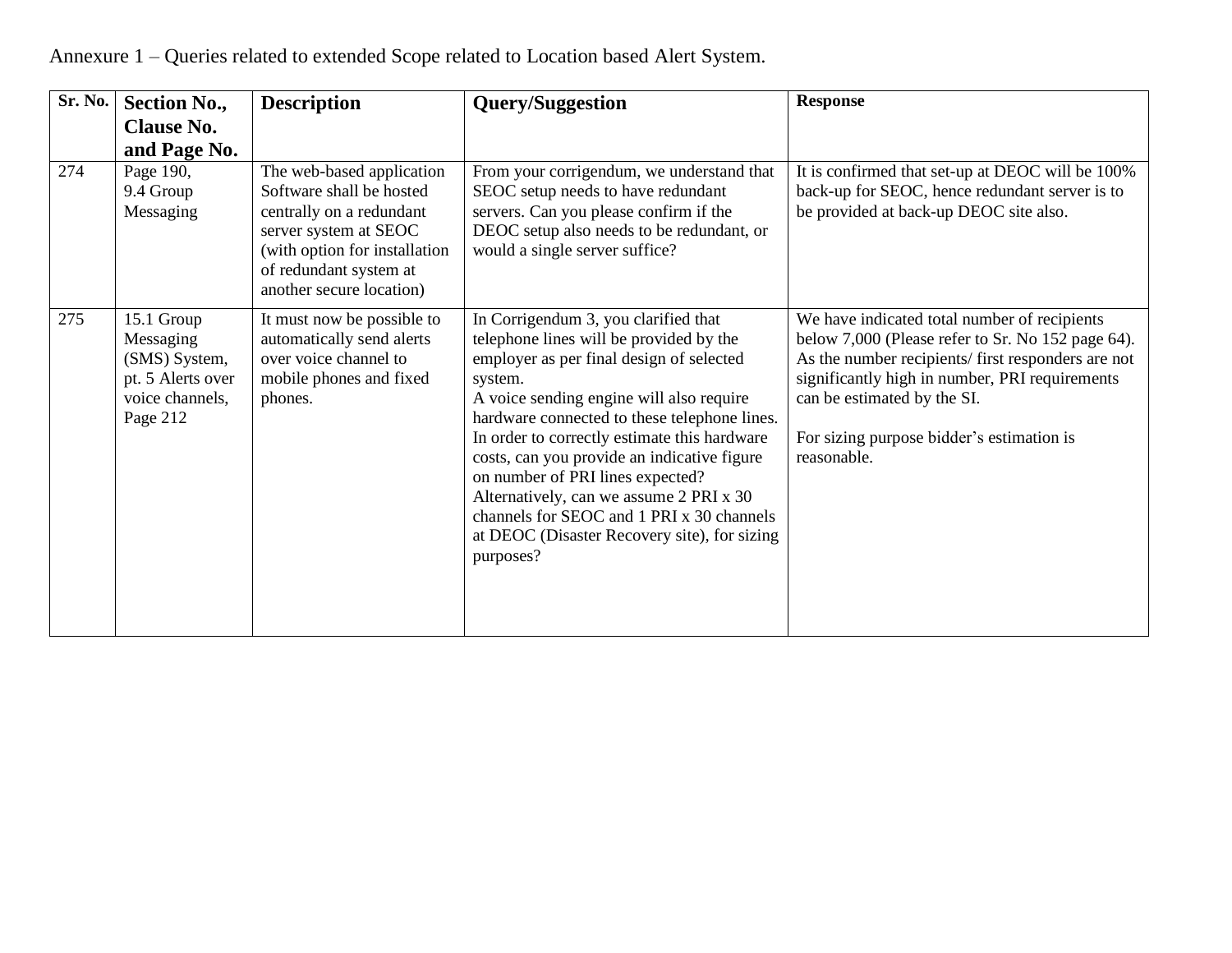Annexure 1 – Queries related to extended Scope related to Location based Alert System.

| Sr. No. | Section No., Clause No. and Page No. | Description | Query/Suggestion | Response |
|---|---|---|---|---|
| 274 | Page 190, 9.4 Group Messaging | The web-based application Software shall be hosted centrally on a redundant server system at SEOC (with option for installation of redundant system at another secure location) | From your corrigendum, we understand that SEOC setup needs to have redundant servers. Can you please confirm if the DEOC setup also needs to be redundant, or would a single server suffice? | It is confirmed that set-up at DEOC will be 100% back-up for SEOC, hence redundant server is to be provided at back-up DEOC site also. |
| 275 | 15.1 Group Messaging (SMS) System, pt. 5 Alerts over voice channels, Page 212 | It must now be possible to automatically send alerts over voice channel to mobile phones and fixed phones. | In Corrigendum 3, you clarified that telephone lines will be provided by the employer as per final design of selected system.<br>A voice sending engine will also require hardware connected to these telephone lines. In order to correctly estimate this hardware costs, can you provide an indicative figure on number of PRI lines expected? Alternatively, can we assume 2 PRI x 30 channels for SEOC and 1 PRI x 30 channels at DEOC (Disaster Recovery site), for sizing purposes? | We have indicated total number of recipients below 7,000 (Please refer to Sr. No 152 page 64). As the number recipients/ first responders are not significantly high in number, PRI requirements can be estimated by the SI.<br><br>For sizing purpose bidder's estimation is reasonable. |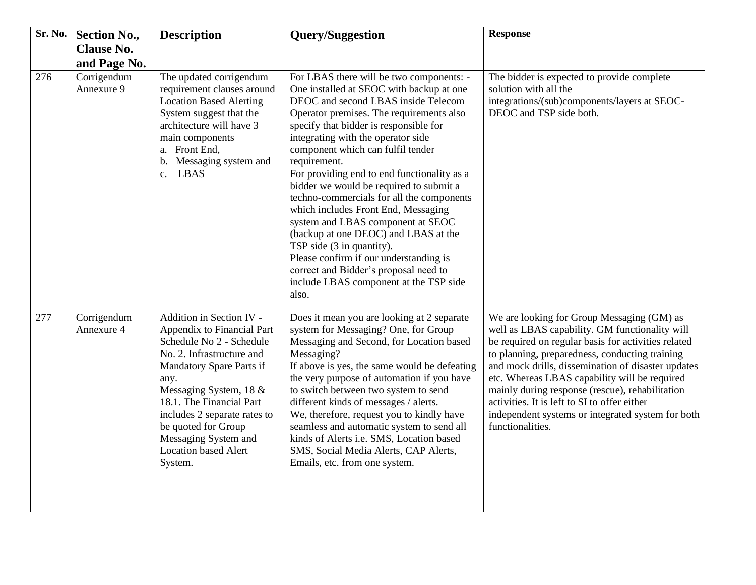| Sr. No. | Section No., Clause No. and Page No. | Description | Query/Suggestion | Response |
|---|---|---|---|---|
| 276 | Corrigendum Annexure 9 | The updated corrigendum requirement clauses around Location Based Alerting System suggest that the architecture will have 3 main components<br>a. Front End,<br>b. Messaging system and<br>c. LBAS | For LBAS there will be two components: - One installed at SEOC with backup at one DEOC and second LBAS inside Telecom Operator premises. The requirements also specify that bidder is responsible for integrating with the operator side component which can fulfil tender requirement.<br>For providing end to end functionality as a bidder we would be required to submit a techno-commercials for all the components which includes Front End, Messaging system and LBAS component at SEOC (backup at one DEOC) and LBAS at the TSP side (3 in quantity).<br>Please confirm if our understanding is correct and Bidder's proposal need to include LBAS component at the TSP side also. | The bidder is expected to provide complete solution with all the integrations/(sub)components/layers at SEOC-DEOC and TSP side both. |
| 277 | Corrigendum Annexure 4 | Addition in Section IV - Appendix to Financial Part Schedule No 2 - Schedule No. 2. Infrastructure and Mandatory Spare Parts if any.<br>Messaging System, 18 & 18.1. The Financial Part includes 2 separate rates to be quoted for Group Messaging System and Location based Alert System. | Does it mean you are looking at 2 separate system for Messaging? One, for Group Messaging and Second, for Location based Messaging?<br>If above is yes, the same would be defeating the very purpose of automation if you have to switch between two system to send different kinds of messages / alerts.<br>We, therefore, request you to kindly have seamless and automatic system to send all kinds of Alerts i.e. SMS, Location based SMS, Social Media Alerts, CAP Alerts, Emails, etc. from one system. | We are looking for Group Messaging (GM) as well as LBAS capability. GM functionality will be required on regular basis for activities related to planning, preparedness, conducting training and mock drills, dissemination of disaster updates etc. Whereas LBAS capability will be required mainly during response (rescue), rehabilitation activities. It is left to SI to offer either independent systems or integrated system for both functionalities. |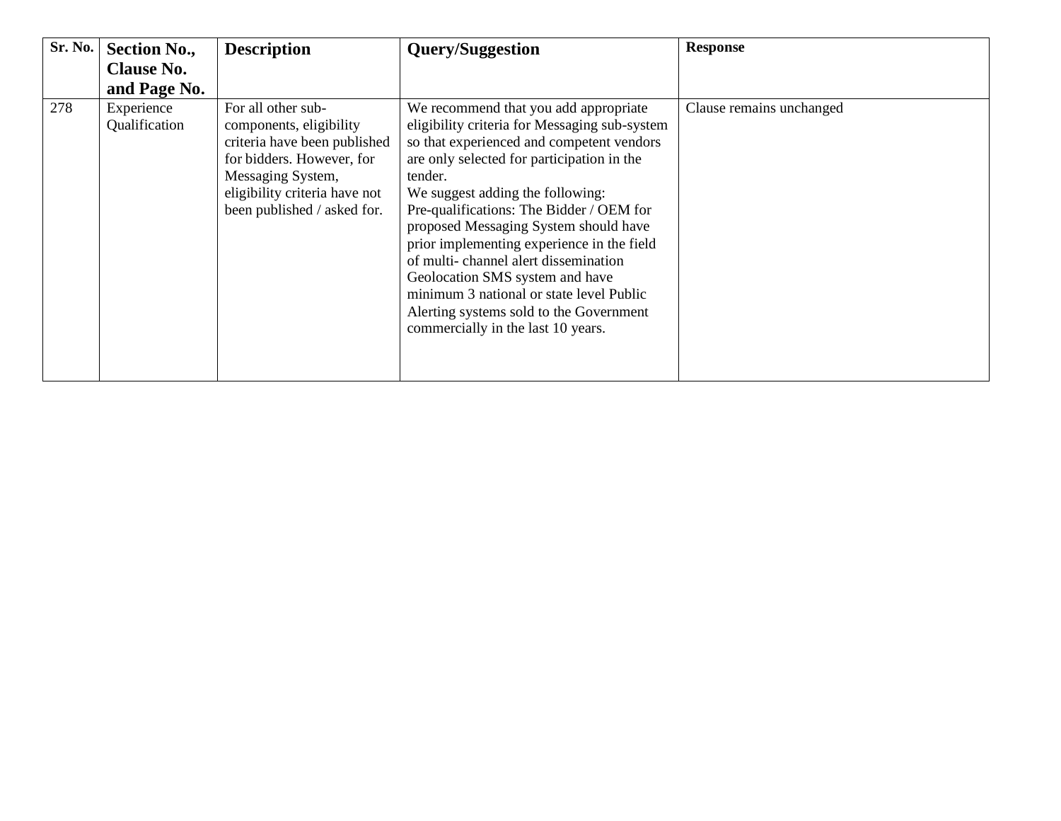| Sr. No. | Section No., Clause No. and Page No. | Description | Query/Suggestion | Response |
|---|---|---|---|---|
| 278 | Experience Qualification | For all other sub-components, eligibility criteria have been published for bidders. However, for Messaging System, eligibility criteria have not been published / asked for. | We recommend that you add appropriate eligibility criteria for Messaging sub-system so that experienced and competent vendors are only selected for participation in the tender.<br>We suggest adding the following:<br>Pre-qualifications: The Bidder / OEM for proposed Messaging System should have prior implementing experience in the field of multi- channel alert dissemination Geolocation SMS system and have minimum 3 national or state level Public Alerting systems sold to the Government commercially in the last 10 years. | Clause remains unchanged |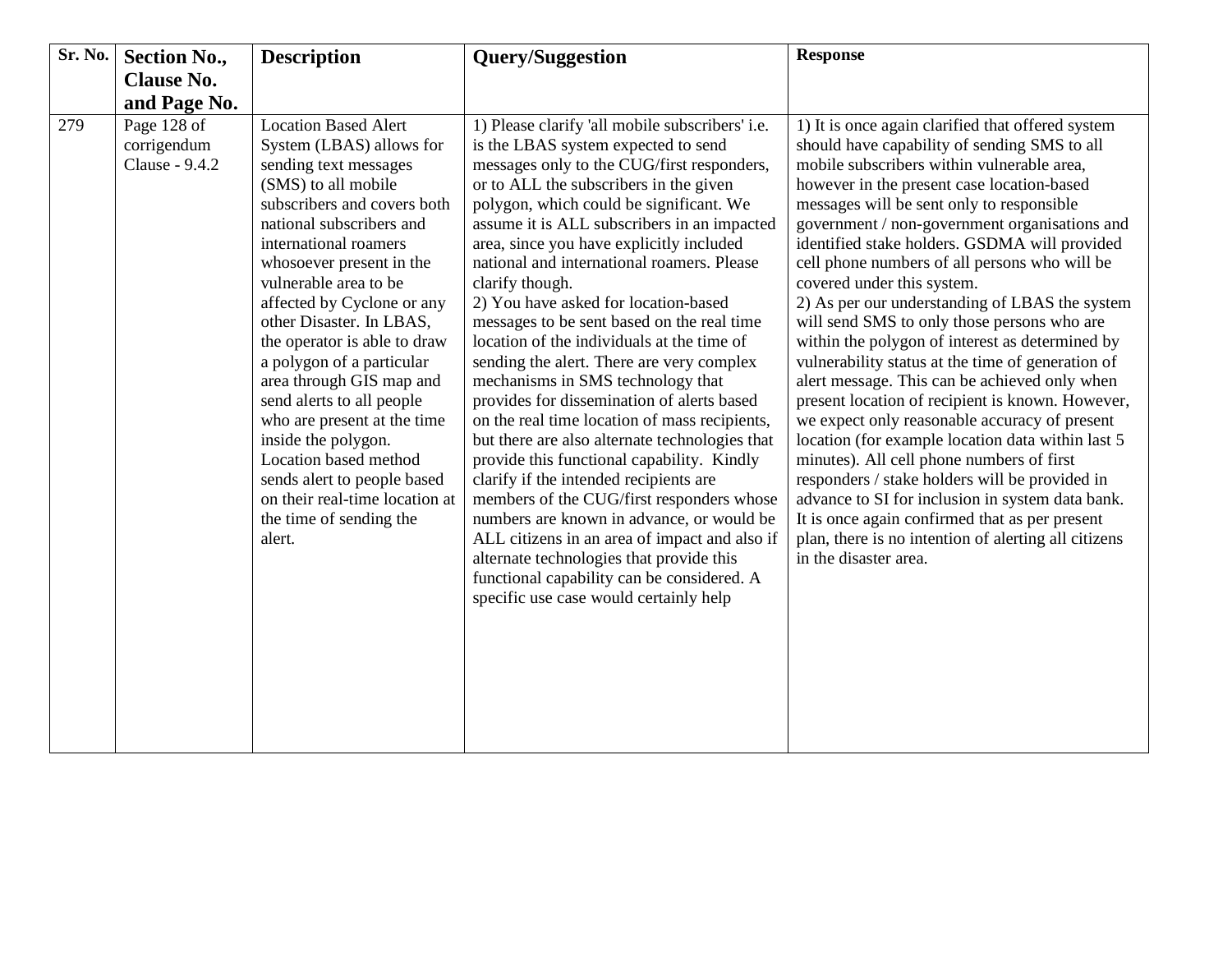| Sr. No. | Section No., Clause No. and Page No. | Description | Query/Suggestion | Response |
|---|---|---|---|---|
| 279 | Page 128 of corrigendum Clause - 9.4.2 | Location Based Alert System (LBAS) allows for sending text messages (SMS) to all mobile subscribers and covers both national subscribers and international roamers whosoever present in the vulnerable area to be affected by Cyclone or any other Disaster. In LBAS, the operator is able to draw a polygon of a particular area through GIS map and send alerts to all people who are present at the time inside the polygon. Location based method sends alert to people based on their real-time location at the time of sending the alert. | 1) Please clarify 'all mobile subscribers' i.e. is the LBAS system expected to send messages only to the CUG/first responders, or to ALL the subscribers in the given polygon, which could be significant. We assume it is ALL subscribers in an impacted area, since you have explicitly included national and international roamers. Please clarify though.<br>2) You have asked for location-based messages to be sent based on the real time location of the individuals at the time of sending the alert. There are very complex mechanisms in SMS technology that provides for dissemination of alerts based on the real time location of mass recipients, but there are also alternate technologies that provide this functional capability. Kindly clarify if the intended recipients are members of the CUG/first responders whose numbers are known in advance, or would be ALL citizens in an area of impact and also if alternate technologies that provide this functional capability can be considered. A specific use case would certainly help | 1) It is once again clarified that offered system should have capability of sending SMS to all mobile subscribers within vulnerable area, however in the present case location-based messages will be sent only to responsible government / non-government organisations and identified stake holders. GSDMA will provided cell phone numbers of all persons who will be covered under this system.<br>2) As per our understanding of LBAS the system will send SMS to only those persons who are within the polygon of interest as determined by vulnerability status at the time of generation of alert message. This can be achieved only when present location of recipient is known. However, we expect only reasonable accuracy of present location (for example location data within last 5 minutes). All cell phone numbers of first responders / stake holders will be provided in advance to SI for inclusion in system data bank. It is once again confirmed that as per present plan, there is no intention of alerting all citizens in the disaster area. |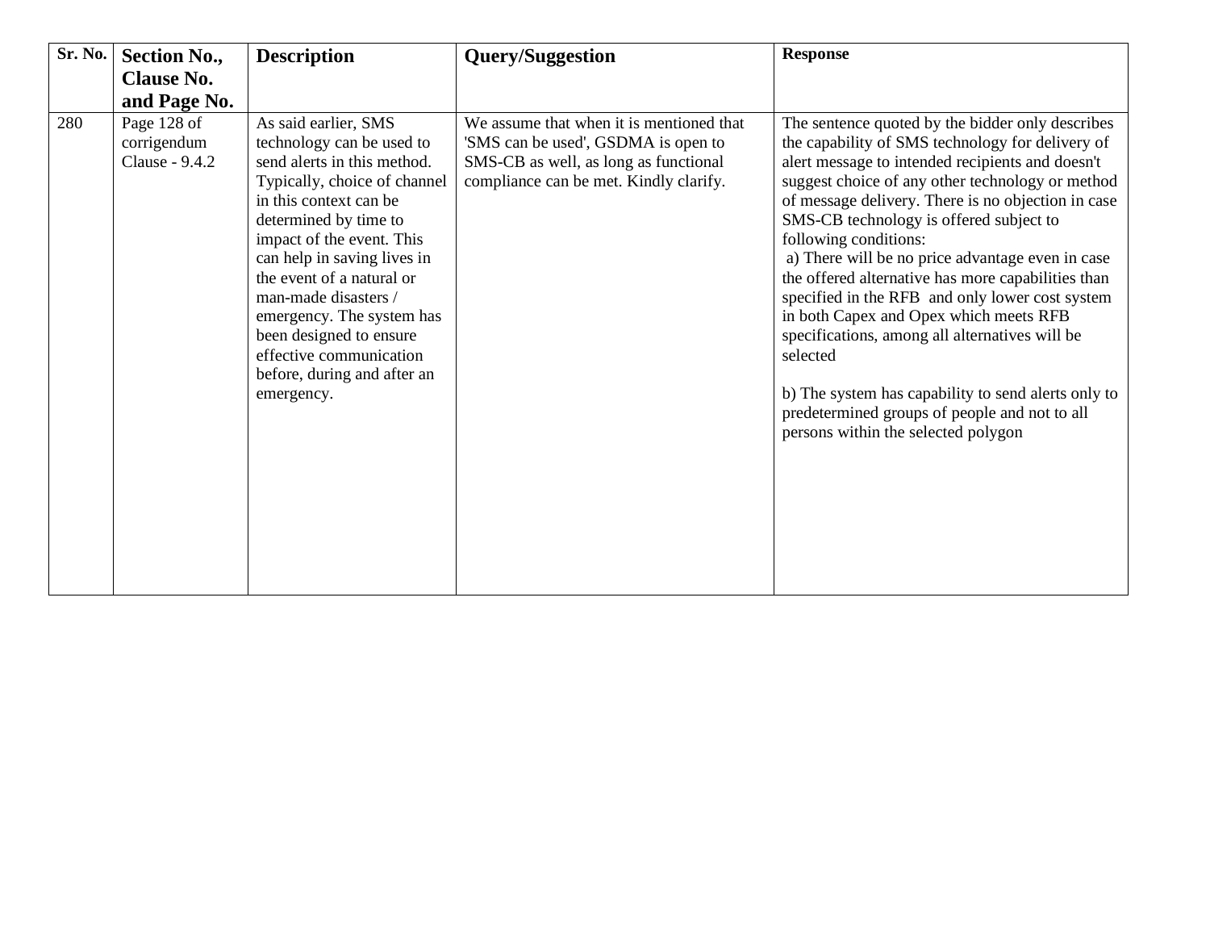| Sr. No. | Section No., Clause No. and Page No. | Description | Query/Suggestion | Response |
|---|---|---|---|---|
| 280 | Page 128 of corrigendum Clause - 9.4.2 | As said earlier, SMS technology can be used to send alerts in this method. Typically, choice of channel in this context can be determined by time to impact of the event. This can help in saving lives in the event of a natural or man-made disasters / emergency. The system has been designed to ensure effective communication before, during and after an emergency. | We assume that when it is mentioned that 'SMS can be used', GSDMA is open to SMS-CB as well, as long as functional compliance can be met. Kindly clarify. | The sentence quoted by the bidder only describes the capability of SMS technology for delivery of alert message to intended recipients and doesn't suggest choice of any other technology or method of message delivery. There is no objection in case SMS-CB technology is offered subject to following conditions:<br>a) There will be no price advantage even in case the offered alternative has more capabilities than specified in the RFB and only lower cost system in both Capex and Opex which meets RFB specifications, among all alternatives will be selected<br><br>b) The system has capability to send alerts only to predetermined groups of people and not to all persons within the selected polygon |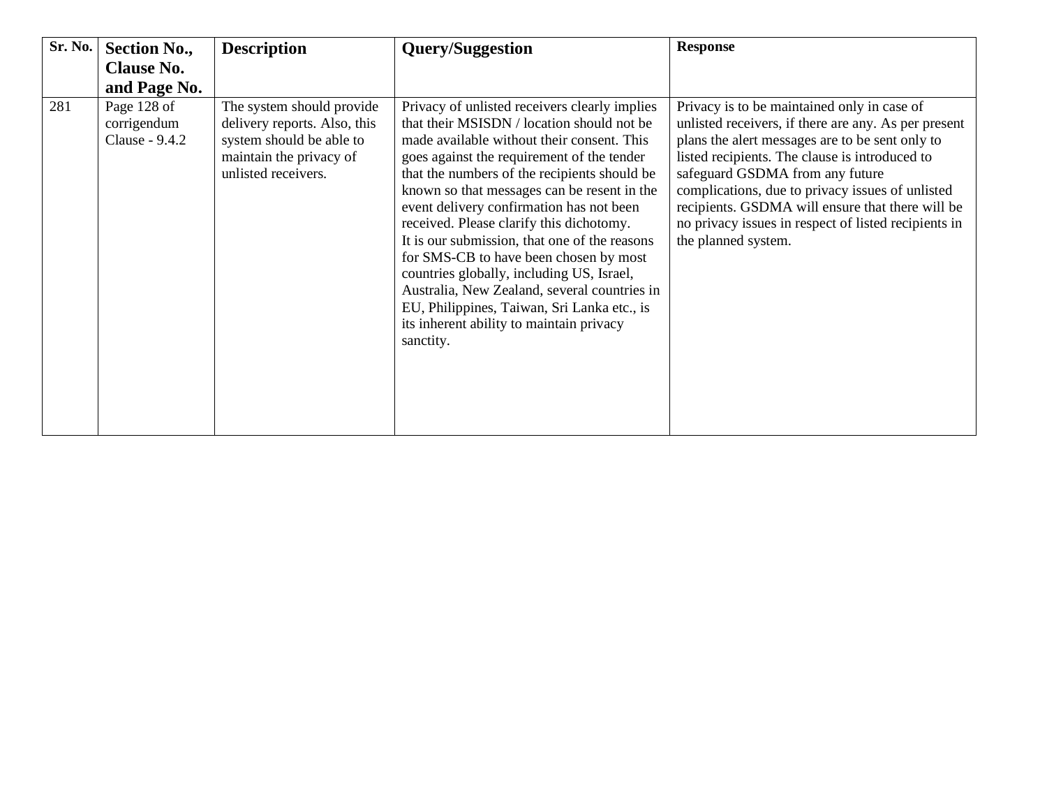| Sr. No. | Section No., Clause No. and Page No. | Description | Query/Suggestion | Response |
|---|---|---|---|---|
| 281 | Page 128 of corrigendum Clause - 9.4.2 | The system should provide delivery reports. Also, this system should be able to maintain the privacy of unlisted receivers. | Privacy of unlisted receivers clearly implies that their MSISDN / location should not be made available without their consent. This goes against the requirement of the tender that the numbers of the recipients should be known so that messages can be resent in the event delivery confirmation has not been received. Please clarify this dichotomy.<br>It is our submission, that one of the reasons for SMS-CB to have been chosen by most countries globally, including US, Israel, Australia, New Zealand, several countries in EU, Philippines, Taiwan, Sri Lanka etc., is its inherent ability to maintain privacy sanctity. | Privacy is to be maintained only in case of unlisted receivers, if there are any. As per present plans the alert messages are to be sent only to listed recipients. The clause is introduced to safeguard GSDMA from any future complications, due to privacy issues of unlisted recipients. GSDMA will ensure that there will be no privacy issues in respect of listed recipients in the planned system. |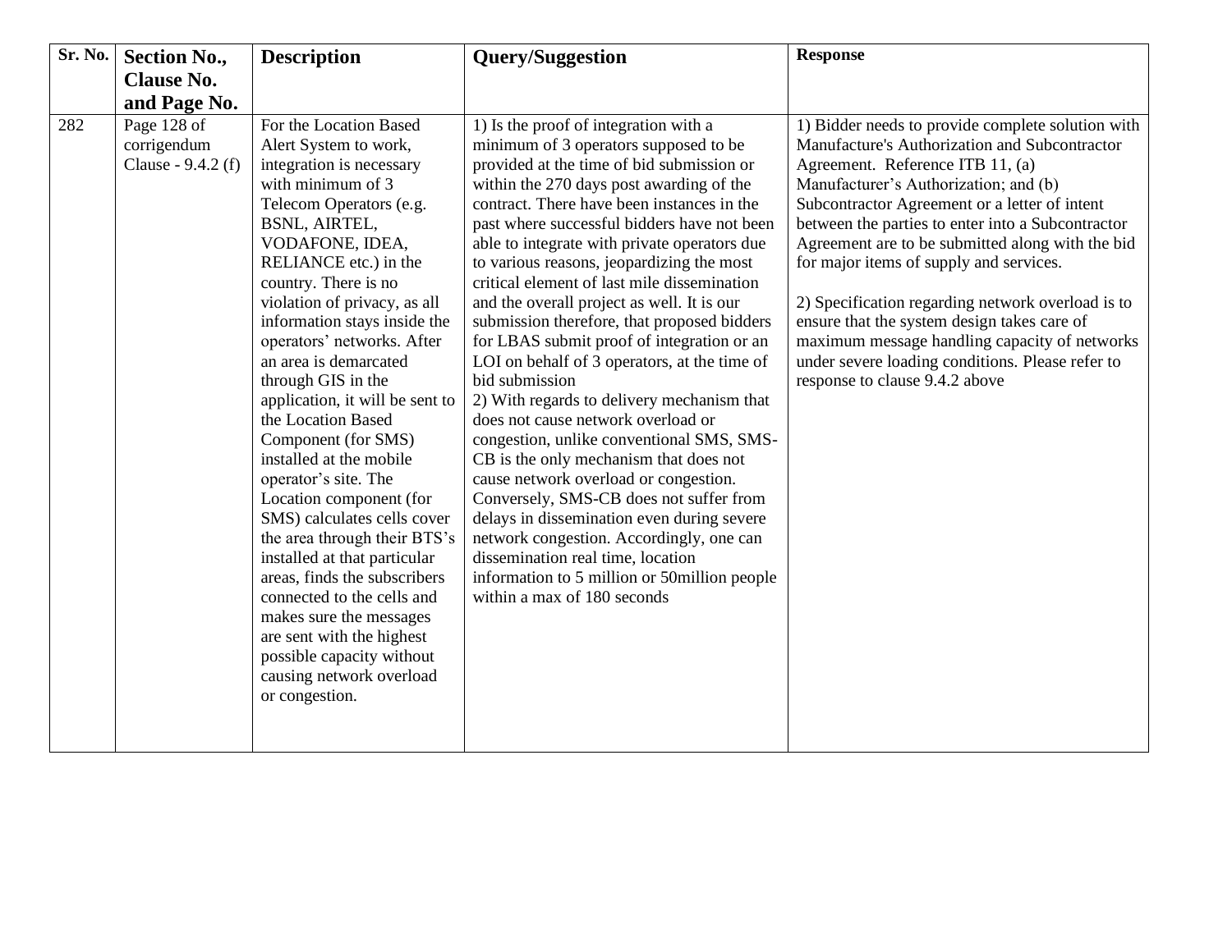| Sr. No. | Section No., Clause No. and Page No. | Description | Query/Suggestion | Response |
|---|---|---|---|---|
| 282 | Page 128 of corrigendum Clause - 9.4.2 (f) | For the Location Based Alert System to work, integration is necessary with minimum of 3 Telecom Operators (e.g. BSNL, AIRTEL, VODAFONE, IDEA, RELIANCE etc.) in the country. There is no violation of privacy, as all information stays inside the operators' networks. After an area is demarcated through GIS in the application, it will be sent to the Location Based Component (for SMS) installed at the mobile operator's site. The Location component (for SMS) calculates cells cover the area through their BTS's installed at that particular areas, finds the subscribers connected to the cells and makes sure the messages are sent with the highest possible capacity without causing network overload or congestion. | 1) Is the proof of integration with a minimum of 3 operators supposed to be provided at the time of bid submission or within the 270 days post awarding of the contract. There have been instances in the past where successful bidders have not been able to integrate with private operators due to various reasons, jeopardizing the most critical element of last mile dissemination and the overall project as well. It is our submission therefore, that proposed bidders for LBAS submit proof of integration or an LOI on behalf of 3 operators, at the time of bid submission<br>2) With regards to delivery mechanism that does not cause network overload or congestion, unlike conventional SMS, SMS-CB is the only mechanism that does not cause network overload or congestion. Conversely, SMS-CB does not suffer from delays in dissemination even during severe network congestion. Accordingly, one can dissemination real time, location information to 5 million or 50million people within a max of 180 seconds | 1) Bidder needs to provide complete solution with Manufacture's Authorization and Subcontractor Agreement. Reference ITB 11, (a) Manufacturer's Authorization; and (b) Subcontractor Agreement or a letter of intent between the parties to enter into a Subcontractor Agreement are to be submitted along with the bid for major items of supply and services.<br><br>2) Specification regarding network overload is to ensure that the system design takes care of maximum message handling capacity of networks under severe loading conditions. Please refer to response to clause 9.4.2 above |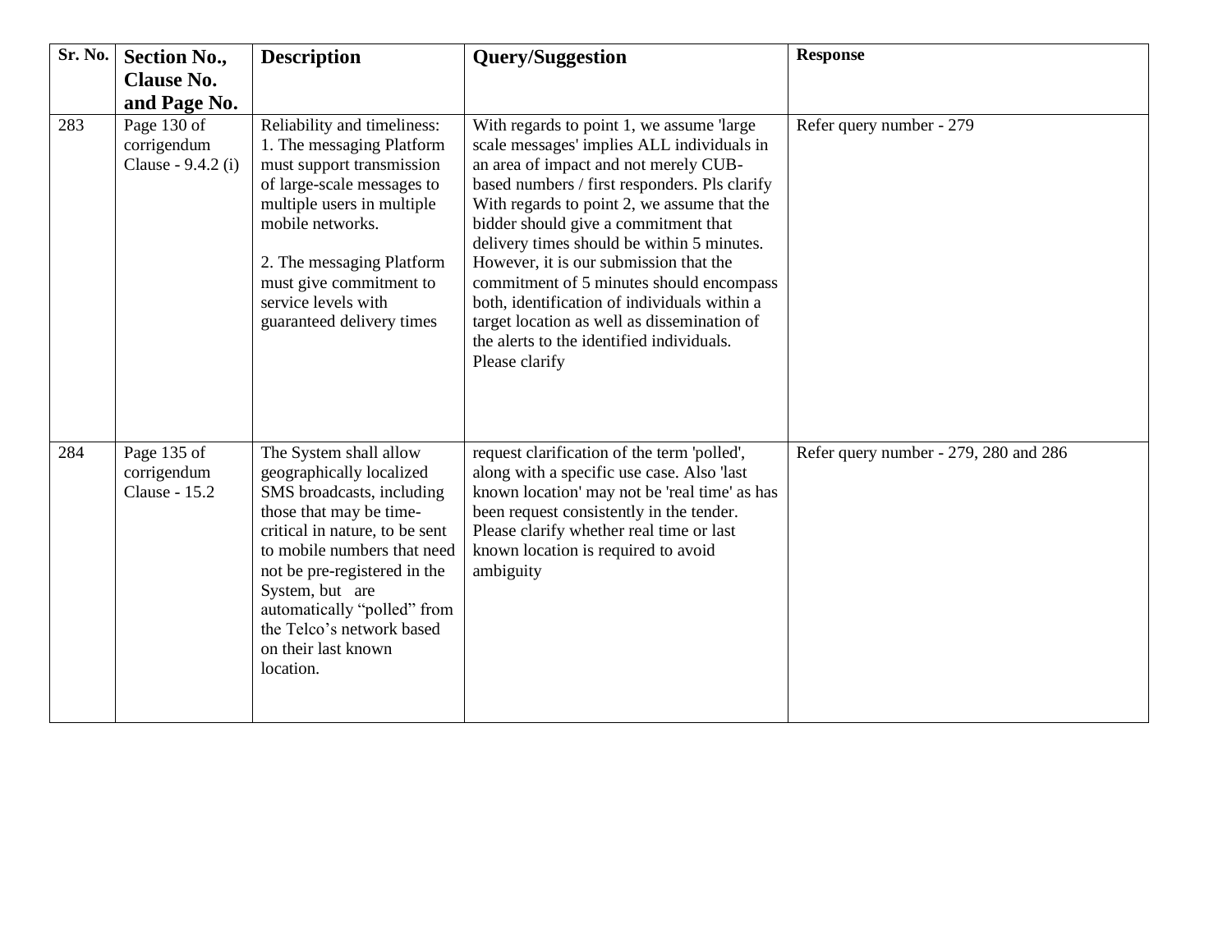| Sr. No. | Section No., Clause No. and Page No. | Description | Query/Suggestion | Response |
|---|---|---|---|---|
| 283 | Page 130 of corrigendum Clause - 9.4.2 (i) | Reliability and timeliness:<br>1. The messaging Platform must support transmission of large-scale messages to multiple users in multiple mobile networks.<br><br>2. The messaging Platform must give commitment to service levels with guaranteed delivery times | With regards to point 1, we assume 'large scale messages' implies ALL individuals in an area of impact and not merely CUB-based numbers / first responders. Pls clarify<br>With regards to point 2, we assume that the bidder should give a commitment that delivery times should be within 5 minutes. However, it is our submission that the commitment of 5 minutes should encompass both, identification of individuals within a target location as well as dissemination of the alerts to the identified individuals. Please clarify | Refer query number - 279 |
| 284 | Page 135 of corrigendum Clause - 15.2 | The System shall allow geographically localized SMS broadcasts, including those that may be time-critical in nature, to be sent to mobile numbers that need not be pre-registered in the System, but are automatically “polled” from the Telco’s network based on their last known location. | request clarification of the term 'polled', along with a specific use case. Also 'last known location' may not be 'real time' as has been request consistently in the tender. Please clarify whether real time or last known location is required to avoid ambiguity | Refer query number - 279, 280 and 286 |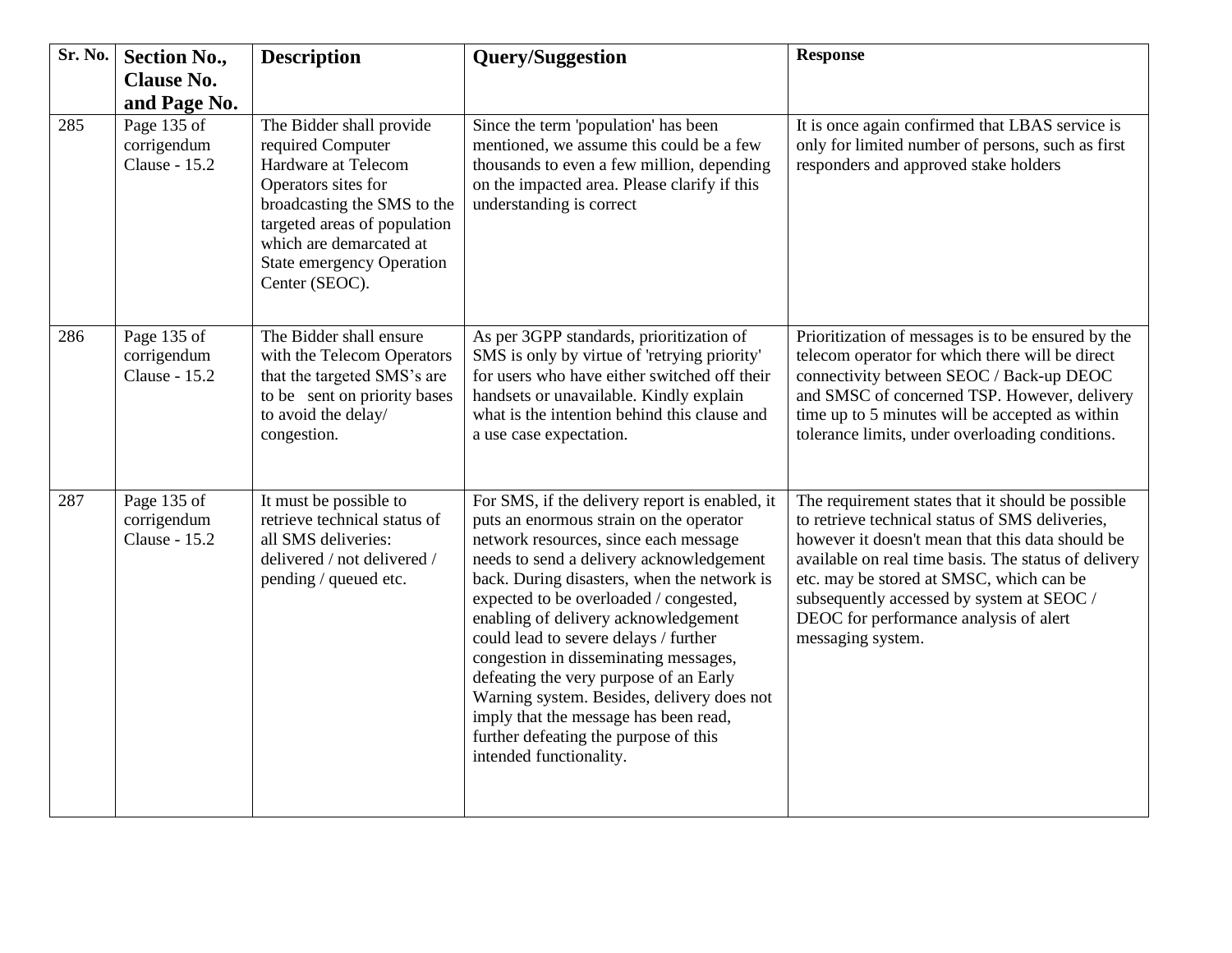| Sr. No. | Section No., Clause No. and Page No. | Description | Query/Suggestion | Response |
|---|---|---|---|---|
| 285 | Page 135 of corrigendum Clause - 15.2 | The Bidder shall provide required Computer Hardware at Telecom Operators sites for broadcasting the SMS to the targeted areas of population which are demarcated at State emergency Operation Center (SEOC). | Since the term 'population' has been mentioned, we assume this could be a few thousands to even a few million, depending on the impacted area. Please clarify if this understanding is correct | It is once again confirmed that LBAS service is only for limited number of persons, such as first responders and approved stake holders |
| 286 | Page 135 of corrigendum Clause - 15.2 | The Bidder shall ensure with the Telecom Operators that the targeted SMS's are to be sent on priority bases to avoid the delay/ congestion. | As per 3GPP standards, prioritization of SMS is only by virtue of 'retrying priority' for users who have either switched off their handsets or unavailable. Kindly explain what is the intention behind this clause and a use case expectation. | Prioritization of messages is to be ensured by the telecom operator for which there will be direct connectivity between SEOC / Back-up DEOC and SMSC of concerned TSP. However, delivery time up to 5 minutes will be accepted as within tolerance limits, under overloading conditions. |
| 287 | Page 135 of corrigendum Clause - 15.2 | It must be possible to retrieve technical status of all SMS deliveries: delivered / not delivered / pending / queued etc. | For SMS, if the delivery report is enabled, it puts an enormous strain on the operator network resources, since each message needs to send a delivery acknowledgement back. During disasters, when the network is expected to be overloaded / congested, enabling of delivery acknowledgement could lead to severe delays / further congestion in disseminating messages, defeating the very purpose of an Early Warning system. Besides, delivery does not imply that the message has been read, further defeating the purpose of this intended functionality. | The requirement states that it should be possible to retrieve technical status of SMS deliveries, however it doesn't mean that this data should be available on real time basis. The status of delivery etc. may be stored at SMSC, which can be subsequently accessed by system at SEOC / DEOC for performance analysis of alert messaging system. |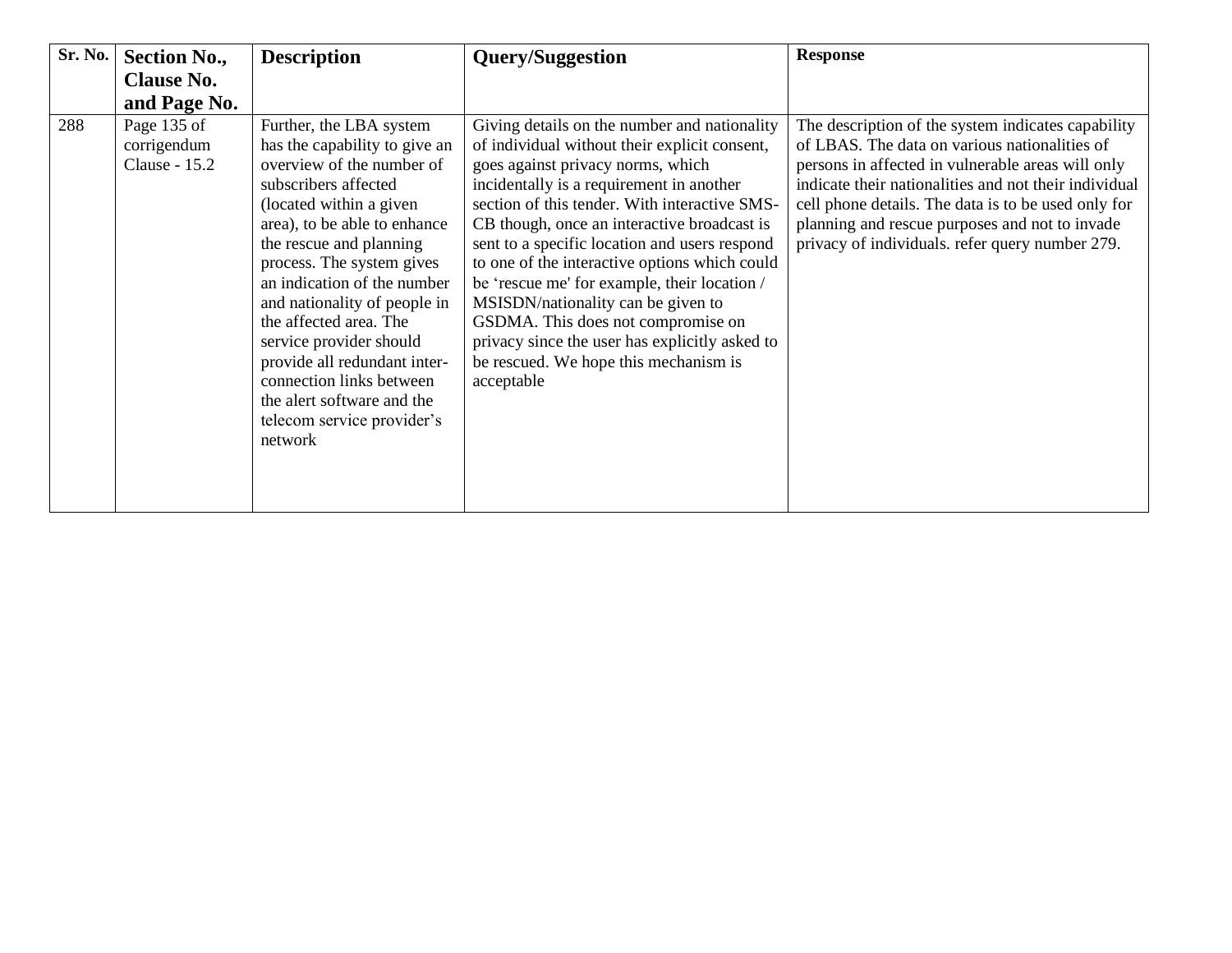| Sr. No. | Section No., Clause No. and Page No. | Description | Query/Suggestion | Response |
|---|---|---|---|---|
| 288 | Page 135 of corrigendum Clause - 15.2 | Further, the LBA system has the capability to give an overview of the number of subscribers affected (located within a given area), to be able to enhance the rescue and planning process. The system gives an indication of the number and nationality of people in the affected area. The service provider should provide all redundant inter-connection links between the alert software and the telecom service provider's network | Giving details on the number and nationality of individual without their explicit consent, goes against privacy norms, which incidentally is a requirement in another section of this tender. With interactive SMS-CB though, once an interactive broadcast is sent to a specific location and users respond to one of the interactive options which could be 'rescue me' for example, their location / MSISDN/nationality can be given to GSDMA. This does not compromise on privacy since the user has explicitly asked to be rescued. We hope this mechanism is acceptable | The description of the system indicates capability of LBAS. The data on various nationalities of persons in affected in vulnerable areas will only indicate their nationalities and not their individual cell phone details. The data is to be used only for planning and rescue purposes and not to invade privacy of individuals. refer query number 279. |